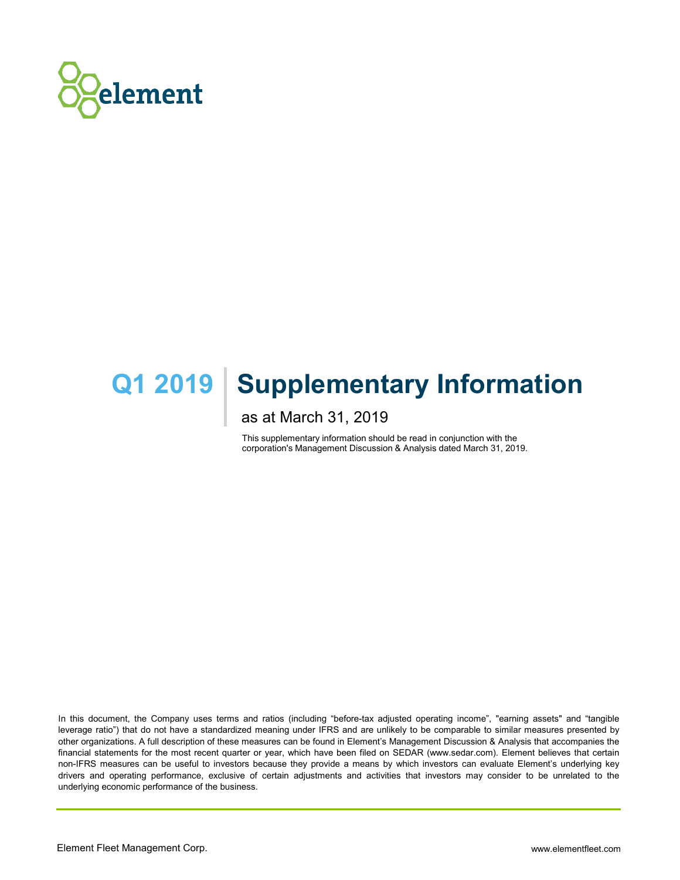# Q1 2019 | Supplementary Information

as at March 31, 2019

This supplementary information should be read in conjunction with the corporation's Management Discussion & Analysis dated March 31, 2019.

In this document, the Company uses terms and ratios (including "before-tax adjusted operating income", "earning assets" and "tangible leverage ratio") that do not have a standardized meaning under IFRS and are unlikely to be comparable to similar measures presented by other organizations. A full description of these measures can be found in Element's Management Discussion & Analysis that accompanies the financial statements for the most recent quarter or year, which have been filed on SEDAR (www.sedar.com). Element believes that certain non-IFRS measures can be useful to investors because they provide a means by which investors can evaluate Element's underlying key drivers and operating performance, exclusive of certain adjustments and activities that investors may consider to be unrelated to the underlying economic performance of the business.

Element Fleet Management Corp.

www.elementfleet.com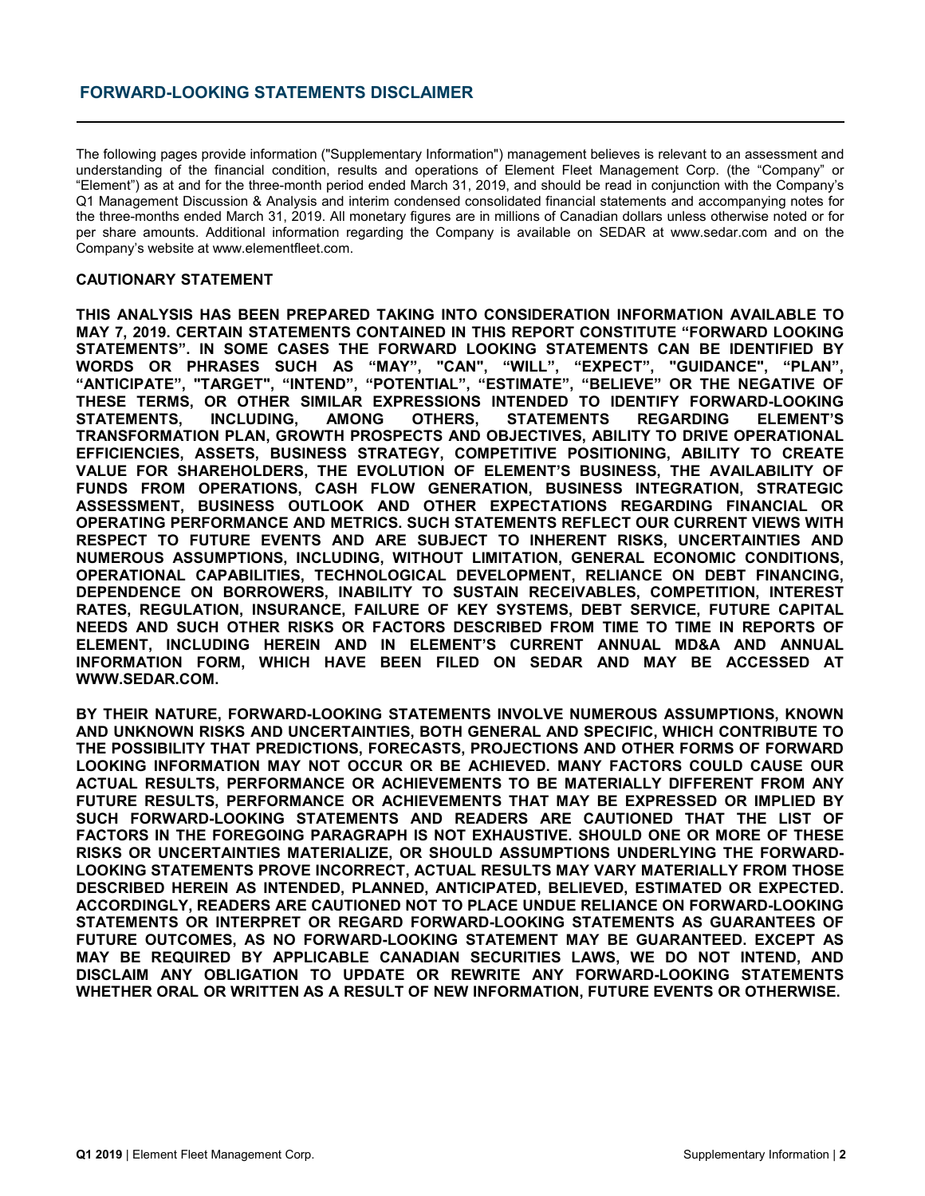## FORWARD-LOOKING STATEMENTS DISCLAIMER

The following pages provide information ("Supplementary Information") management believes is relevant to an assessment and understanding of the financial condition, results and operations of Element Fleet Management Corp. (the "Company" or "Element") as at and for the three-month period ended March 31, 2019, and should be read in conjunction with the Company's Q1 Management Discussion & Analysis and interim condensed consolidated financial statements and accompanying notes for the three-months ended March 31, 2019. All monetary figures are in millions of Canadian dollars unless otherwise noted or for per share amounts. Additional information regarding the Company is available on SEDAR at www.sedar.com and on the Company's website at www.elementfleet.com.

### CAUTIONARY STATEMENT

**THIS ANALYSIS HAS BEEN PREPARED TAKING INTO CONSIDERATION INFORMATION AVAILABLE TO MAY 7, 2019. CERTAIN STATEMENTS CONTAINED IN THIS REPORT CONSTITUTE "FORWARD LOOKING STATEMENTS". IN SOME CASES THE FORWARD LOOKING STATEMENTS CAN BE IDENTIFIED BY WORDS OR PHRASES SUCH AS "MAY", "CAN", "WILL", "EXPECT", "GUIDANCE", "PLAN", "ANTICIPATE", "TARGET", "INTEND", "POTENTIAL", "ESTIMATE", "BELIEVE" OR THE NEGATIVE OF THESE TERMS, OR OTHER SIMILAR EXPRESSIONS INTENDED TO IDENTIFY FORWARD-LOOKING STATEMENTS, INCLUDING, AMONG OTHERS, STATEMENTS REGARDING ELEMENT'S TRANSFORMATION PLAN, GROWTH PROSPECTS AND OBJECTIVES, ABILITY TO DRIVE OPERATIONAL EFFICIENCIES, ASSETS, BUSINESS STRATEGY, COMPETITIVE POSITIONING, ABILITY TO CREATE VALUE FOR SHAREHOLDERS, THE EVOLUTION OF ELEMENT'S BUSINESS, THE AVAILABILITY OF FUNDS FROM OPERATIONS, CASH FLOW GENERATION, BUSINESS INTEGRATION, STRATEGIC ASSESSMENT, BUSINESS OUTLOOK AND OTHER EXPECTATIONS REGARDING FINANCIAL OR OPERATING PERFORMANCE AND METRICS. SUCH STATEMENTS REFLECT OUR CURRENT VIEWS WITH RESPECT TO FUTURE EVENTS AND ARE SUBJECT TO INHERENT RISKS, UNCERTAINTIES AND NUMEROUS ASSUMPTIONS, INCLUDING, WITHOUT LIMITATION, GENERAL ECONOMIC CONDITIONS, OPERATIONAL CAPABILITIES, TECHNOLOGICAL DEVELOPMENT, RELIANCE ON DEBT FINANCING, DEPENDENCE ON BORROWERS, INABILITY TO SUSTAIN RECEIVABLES, COMPETITION, INTEREST RATES, REGULATION, INSURANCE, FAILURE OF KEY SYSTEMS, DEBT SERVICE, FUTURE CAPITAL NEEDS AND SUCH OTHER RISKS OR FACTORS DESCRIBED FROM TIME TO TIME IN REPORTS OF ELEMENT, INCLUDING HEREIN AND IN ELEMENT'S CURRENT ANNUAL MD&A AND ANNUAL INFORMATION FORM, WHICH HAVE BEEN FILED ON SEDAR AND MAY BE ACCESSED AT WWW.SEDAR.COM.**

**BY THEIR NATURE, FORWARD-LOOKING STATEMENTS INVOLVE NUMEROUS ASSUMPTIONS, KNOWN AND UNKNOWN RISKS AND UNCERTAINTIES, BOTH GENERAL AND SPECIFIC, WHICH CONTRIBUTE TO THE POSSIBILITY THAT PREDICTIONS, FORECASTS, PROJECTIONS AND OTHER FORMS OF FORWARD LOOKING INFORMATION MAY NOT OCCUR OR BE ACHIEVED. MANY FACTORS COULD CAUSE OUR ACTUAL RESULTS, PERFORMANCE OR ACHIEVEMENTS TO BE MATERIALLY DIFFERENT FROM ANY FUTURE RESULTS, PERFORMANCE OR ACHIEVEMENTS THAT MAY BE EXPRESSED OR IMPLIED BY SUCH FORWARD-LOOKING STATEMENTS AND READERS ARE CAUTIONED THAT THE LIST OF FACTORS IN THE FOREGOING PARAGRAPH IS NOT EXHAUSTIVE. SHOULD ONE OR MORE OF THESE RISKS OR UNCERTAINTIES MATERIALIZE, OR SHOULD ASSUMPTIONS UNDERLYING THE FORWARD-LOOKING STATEMENTS PROVE INCORRECT, ACTUAL RESULTS MAY VARY MATERIALLY FROM THOSE DESCRIBED HEREIN AS INTENDED, PLANNED, ANTICIPATED, BELIEVED, ESTIMATED OR EXPECTED. ACCORDINGLY, READERS ARE CAUTIONED NOT TO PLACE UNDUE RELIANCE ON FORWARD-LOOKING STATEMENTS OR INTERPRET OR REGARD FORWARD-LOOKING STATEMENTS AS GUARANTEES OF FUTURE OUTCOMES, AS NO FORWARD-LOOKING STATEMENT MAY BE GUARANTEED. EXCEPT AS MAY BE REQUIRED BY APPLICABLE CANADIAN SECURITIES LAWS, WE DO NOT INTEND, AND DISCLAIM ANY OBLIGATION TO UPDATE OR REWRITE ANY FORWARD-LOOKING STATEMENTS WHETHER ORAL OR WRITTEN AS A RESULT OF NEW INFORMATION, FUTURE EVENTS OR OTHERWISE.**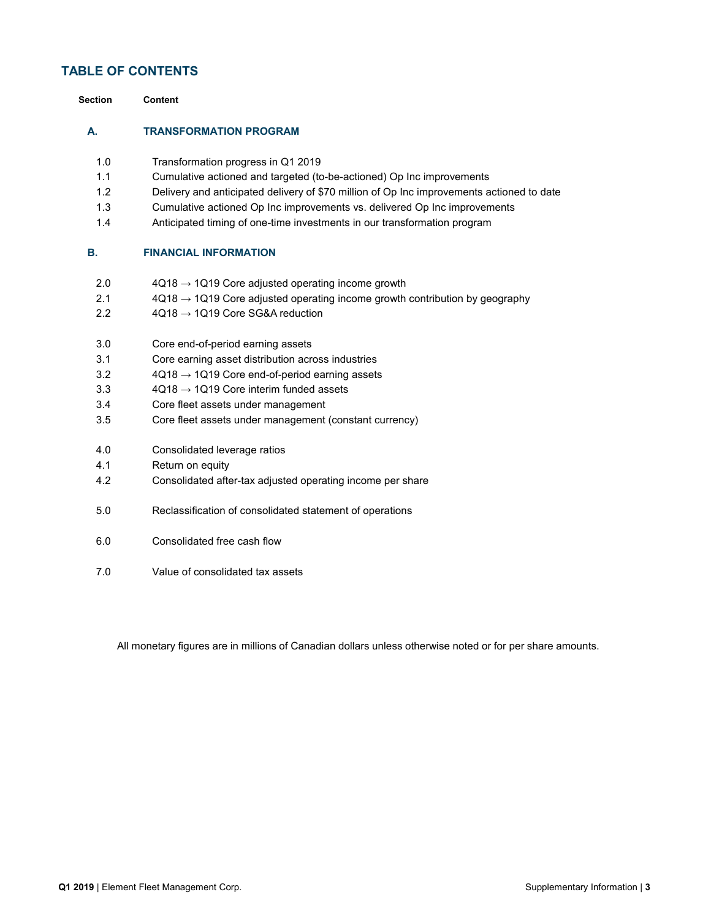# TABLE OF CONTENTS

| Section | Content |
|---|---|
| **A.** | **TRANSFORMATION PROGRAM** |
| 1.0 | Transformation progress in Q1 2019 |
| 1.1 | Cumulative actioned and targeted (to-be-actioned) Op Inc improvements |
| 1.2 | Delivery and anticipated delivery of $70 million of Op Inc improvements actioned to date |
| 1.3 | Cumulative actioned Op Inc improvements vs. delivered Op Inc improvements |
| 1.4 | Anticipated timing of one-time investments in our transformation program |
| **B.** | **FINANCIAL INFORMATION** |
| 2.0 | 4Q18 → 1Q19 Core adjusted operating income growth |
| 2.1 | 4Q18 → 1Q19 Core adjusted operating income growth contribution by geography |
| 2.2 | 4Q18 → 1Q19 Core SG&A reduction |
| 3.0 | Core end-of-period earning assets |
| 3.1 | Core earning asset distribution across industries |
| 3.2 | 4Q18 → 1Q19 Core end-of-period earning assets |
| 3.3 | 4Q18 → 1Q19 Core interim funded assets |
| 3.4 | Core fleet assets under management |
| 3.5 | Core fleet assets under management (constant currency) |
| 4.0 | Consolidated leverage ratios |
| 4.1 | Return on equity |
| 4.2 | Consolidated after-tax adjusted operating income per share |
| 5.0 | Reclassification of consolidated statement of operations |
| 6.0 | Consolidated free cash flow |
| 7.0 | Value of consolidated tax assets |

All monetary figures are in millions of Canadian dollars unless otherwise noted or for per share amounts.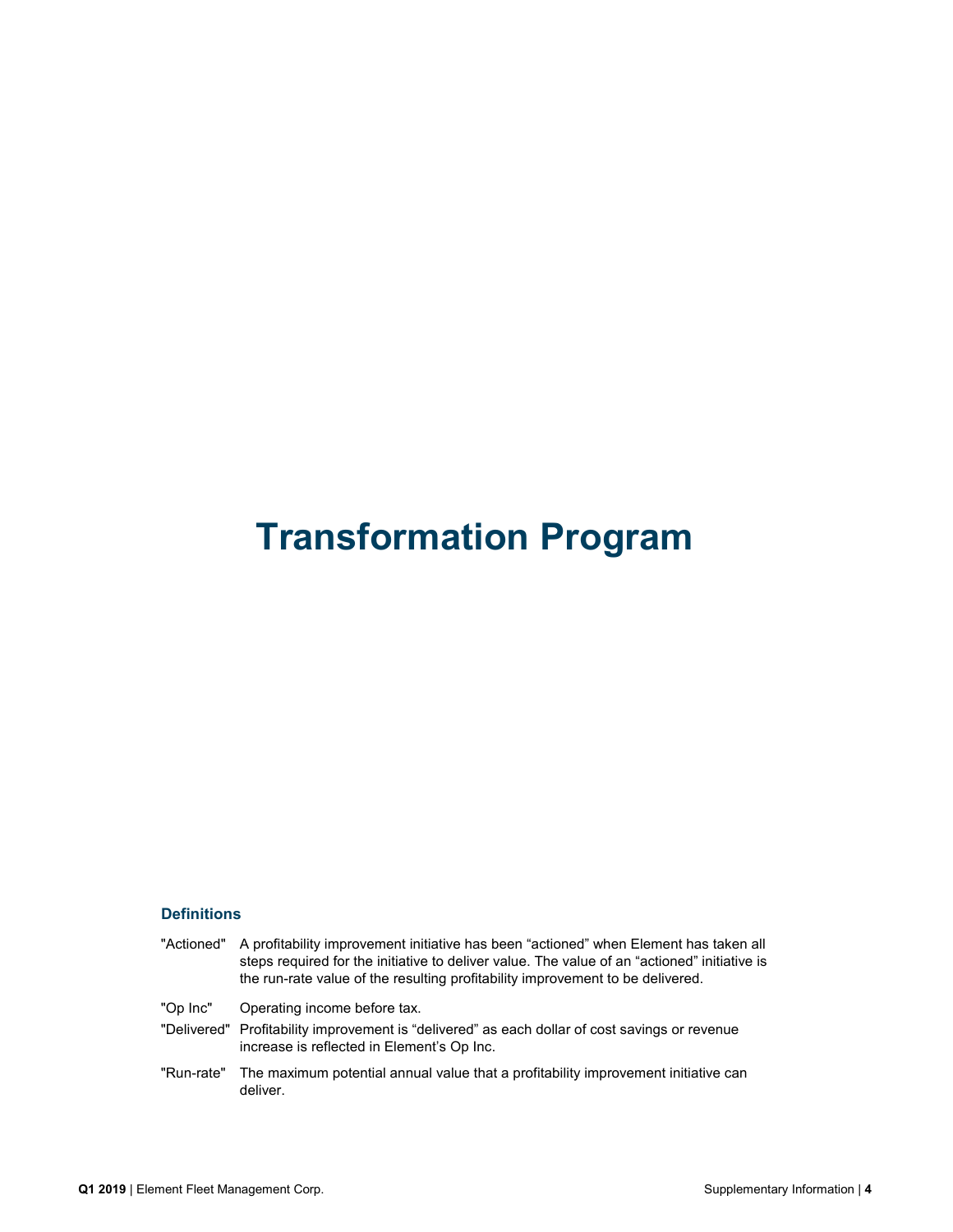# Transformation Program

### Definitions

| | |
|---|---|
| "Actioned" | A profitability improvement initiative has been "actioned" when Element has taken all steps required for the initiative to deliver value. The value of an "actioned" initiative is the run-rate value of the resulting profitability improvement to be delivered. |
| "Op Inc" | Operating income before tax. |
| "Delivered" | Profitability improvement is "delivered" as each dollar of cost savings or revenue increase is reflected in Element's Op Inc. |
| "Run-rate" | The maximum potential annual value that a profitability improvement initiative can deliver. |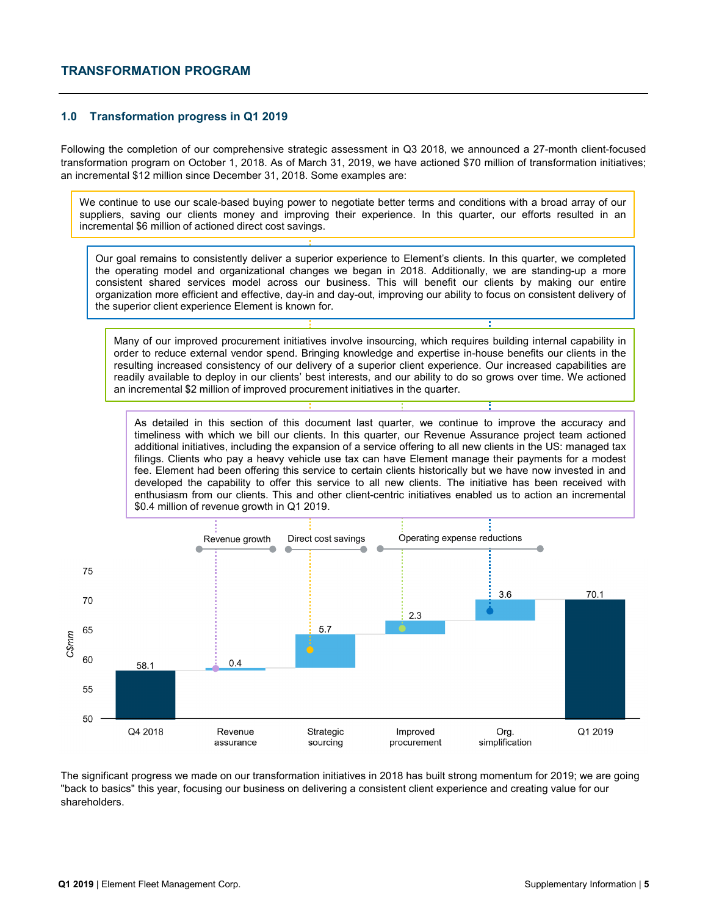## TRANSFORMATION PROGRAM

### 1.0 Transformation progress in Q1 2019

Following the completion of our comprehensive strategic assessment in Q3 2018, we announced a 27-month client-focused transformation program on October 1, 2018. As of March 31, 2019, we have actioned $70 million of transformation initiatives; an incremental $12 million since December 31, 2018. Some examples are:

We continue to use our scale-based buying power to negotiate better terms and conditions with a broad array of our suppliers, saving our clients money and improving their experience. In this quarter, our efforts resulted in an incremental $6 million of actioned direct cost savings.

Our goal remains to consistently deliver a superior experience to Element's clients. In this quarter, we completed the operating model and organizational changes we began in 2018. Additionally, we are standing-up a more consistent shared services model across our business. This will benefit our clients by making our entire organization more efficient and effective, day-in and day-out, improving our ability to focus on consistent delivery of the superior client experience Element is known for.

Many of our improved procurement initiatives involve insourcing, which requires building internal capability in order to reduce external vendor spend. Bringing knowledge and expertise in-house benefits our clients in the resulting increased consistency of our delivery of a superior client experience. Our increased capabilities are readily available to deploy in our clients' best interests, and our ability to do so grows over time. We actioned an incremental $2 million of improved procurement initiatives in the quarter.

As detailed in this section of this document last quarter, we continue to improve the accuracy and timeliness with which we bill our clients. In this quarter, our Revenue Assurance project team actioned additional initiatives, including the expansion of a service offering to all new clients in the US: managed tax filings. Clients who pay a heavy vehicle use tax can have Element manage their payments for a modest fee. Element had been offering this service to certain clients historically but we have now invested in and developed the capability to offer this service to all new clients. The initiative has been received with enthusiasm from our clients. This and other client-centric initiatives enabled us to action an incremental $0.4 million of revenue growth in Q1 2019.

| | Q4 2018 | Revenue assurance | Strategic sourcing | Improved procurement | Org. simplification | Q1 2019 |
|---|---|---|---|---|---|---|
| Category | | Revenue growth | Direct cost savings | Operating expense reductions | Operating expense reductions | |
| C$mm | 58.1 | 0.4 | 5.7 | 2.3 | 3.6 | 70.1 |

The significant progress we made on our transformation initiatives in 2018 has built strong momentum for 2019; we are going "back to basics" this year, focusing our business on delivering a consistent client experience and creating value for our shareholders.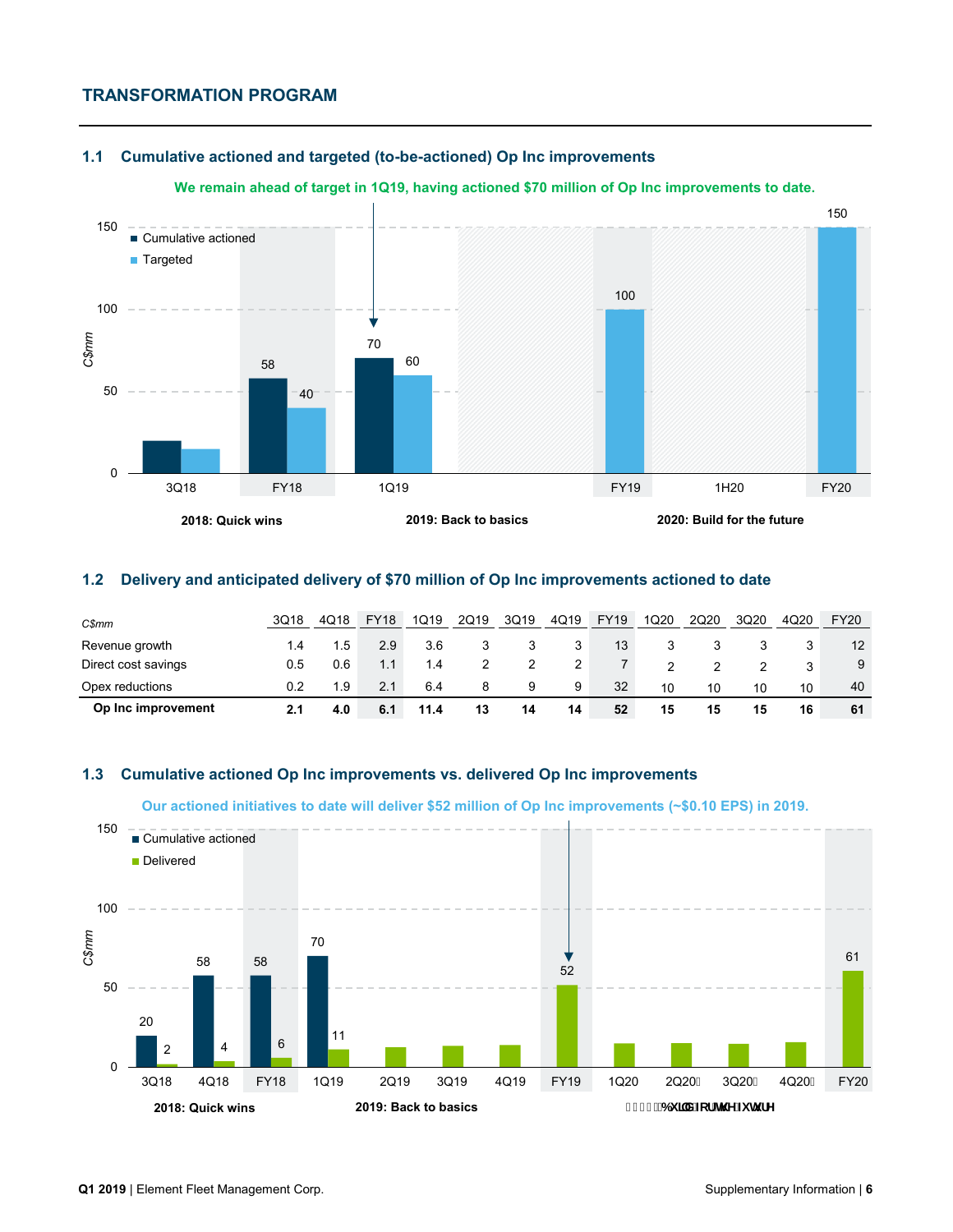## TRANSFORMATION PROGRAM

### 1.1 Cumulative actioned and targeted (to-be-actioned) Op Inc improvements

**We remain ahead of target in 1Q19, having actioned $70 million of Op Inc improvements to date.**

| C$mm | 3Q18 | FY18 | 1Q19 | FY19 | 1H20 | FY20 |
|---|---|---|---|---|---|---|
| Cumulative actioned | 20 | 58 | 70 | | | |
| Targeted | 15 | 40 | 60 | 100 | | 150 |

**2018: Quick wins** | **2019: Back to basics** | **2020: Build for the future**

### 1.2 Delivery and anticipated delivery of $70 million of Op Inc improvements actioned to date

| C$mm | 3Q18 | 4Q18 | FY18 | 1Q19 | 2Q19 | 3Q19 | 4Q19 | FY19 | 1Q20 | 2Q20 | 3Q20 | 4Q20 | FY20 |
|---|---|---|---|---|---|---|---|---|---|---|---|---|---|
| Revenue growth | 1.4 | 1.5 | 2.9 | 3.6 | 3 | 3 | 3 | 13 | 3 | 3 | 3 | 3 | 12 |
| Direct cost savings | 0.5 | 0.6 | 1.1 | 1.4 | 2 | 2 | 2 | 7 | 2 | 2 | 2 | 3 | 9 |
| Opex reductions | 0.2 | 1.9 | 2.1 | 6.4 | 8 | 9 | 9 | 32 | 10 | 10 | 10 | 10 | 40 |
| **Op Inc improvement** | **2.1** | **4.0** | **6.1** | **11.4** | **13** | **14** | **14** | **52** | **15** | **15** | **15** | **16** | **61** |

### 1.3 Cumulative actioned Op Inc improvements vs. delivered Op Inc improvements

**Our actioned initiatives to date will deliver $52 million of Op Inc improvements (~$0.10 EPS) in 2019.**

| C$mm | 3Q18 | 4Q18 | FY18 | 1Q19 | 2Q19 | 3Q19 | 4Q19 | FY19 | 1Q20 | 2Q20 | 3Q20 | 4Q20 | FY20 |
|---|---|---|---|---|---|---|---|---|---|---|---|---|---|
| Cumulative actioned | 20 | 58 | 58 | 70 | | | | | | | | | |
| Delivered | 2 | 4 | 6 | 11 | | | | 52 | | | | | 61 |

**2018: Quick wins** | **2019: Back to basics** | **2020: Build for the future**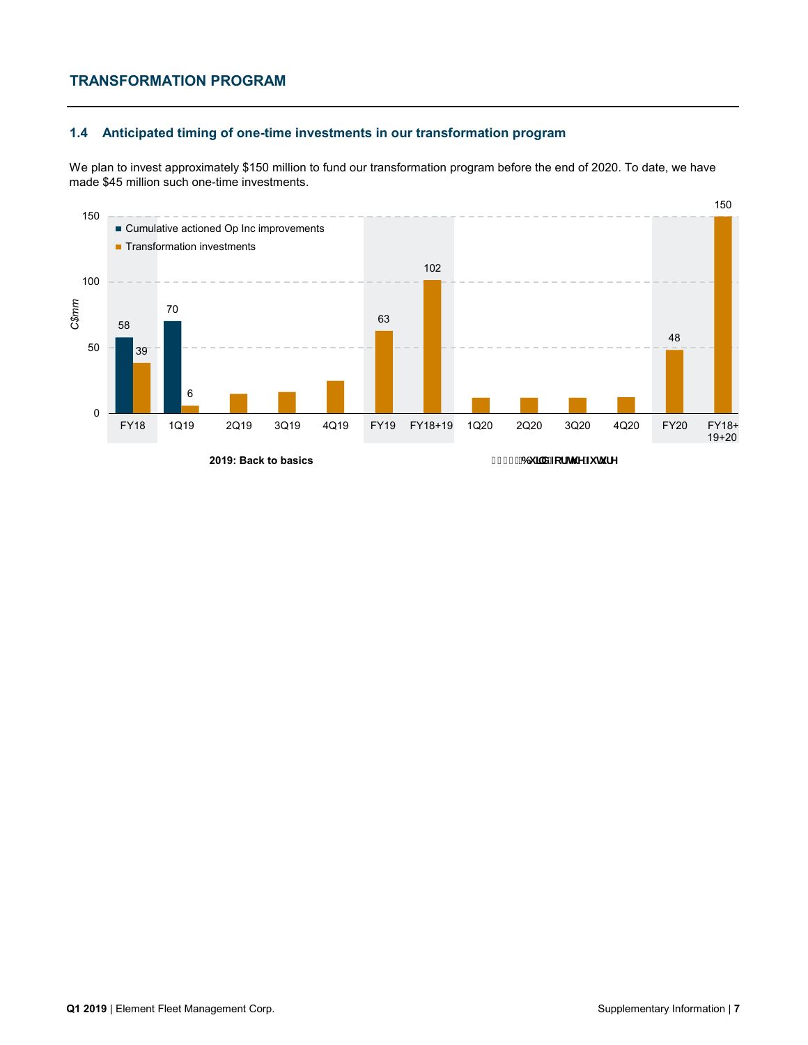## TRANSFORMATION PROGRAM

### 1.4 Anticipated timing of one-time investments in our transformation program

We plan to invest approximately $150 million to fund our transformation program before the end of 2020. To date, we have made $45 million such one-time investments.

| | Cumulative actioned Op Inc improvements | Transformation investments |
|---|---|---|
| FY18 | 58 | 39 |
| 1Q19 | 70 | 6 |
| 2Q19 | | |
| 3Q19 | | |
| 4Q19 | | |
| FY19 | | 63 |
| FY18+19 | | 102 |
| 1Q20 | | |
| 2Q20 | | |
| 3Q20 | | |
| 4Q20 | | |
| FY20 | | 48 |
| FY18+19+20 | | 150 |

C$mm

**2019: Back to basics**

**2020: Build for the future**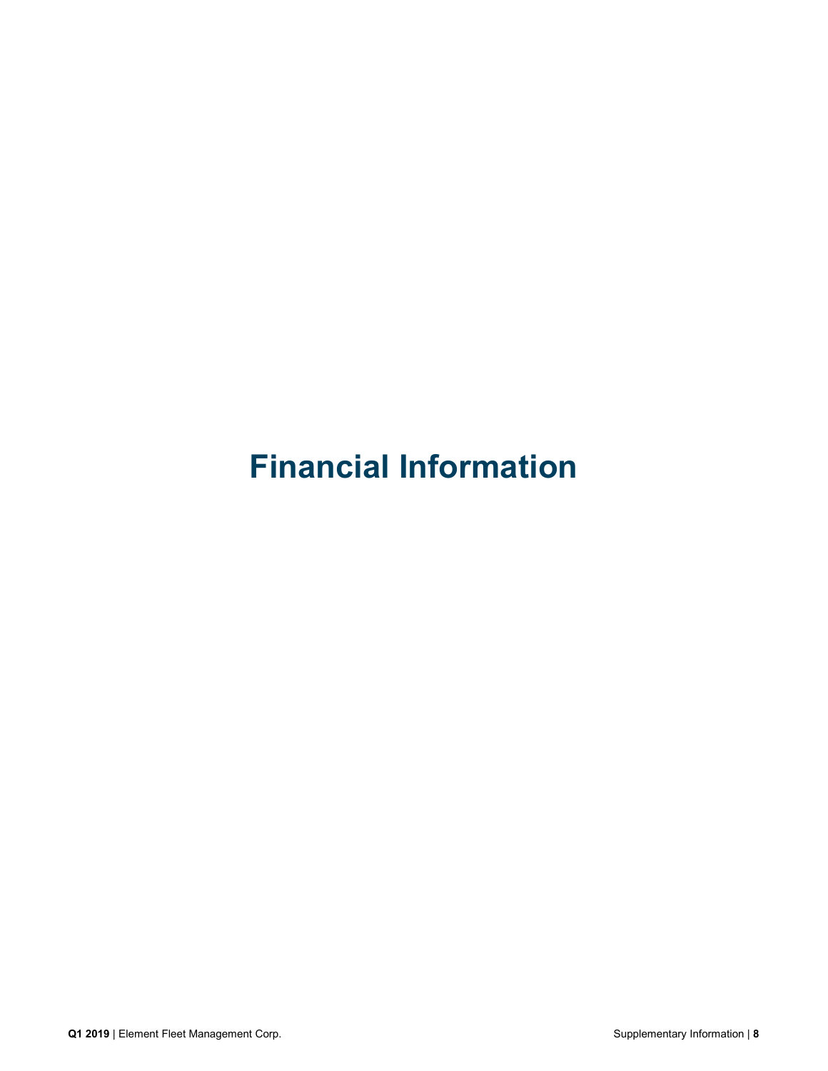# Financial Information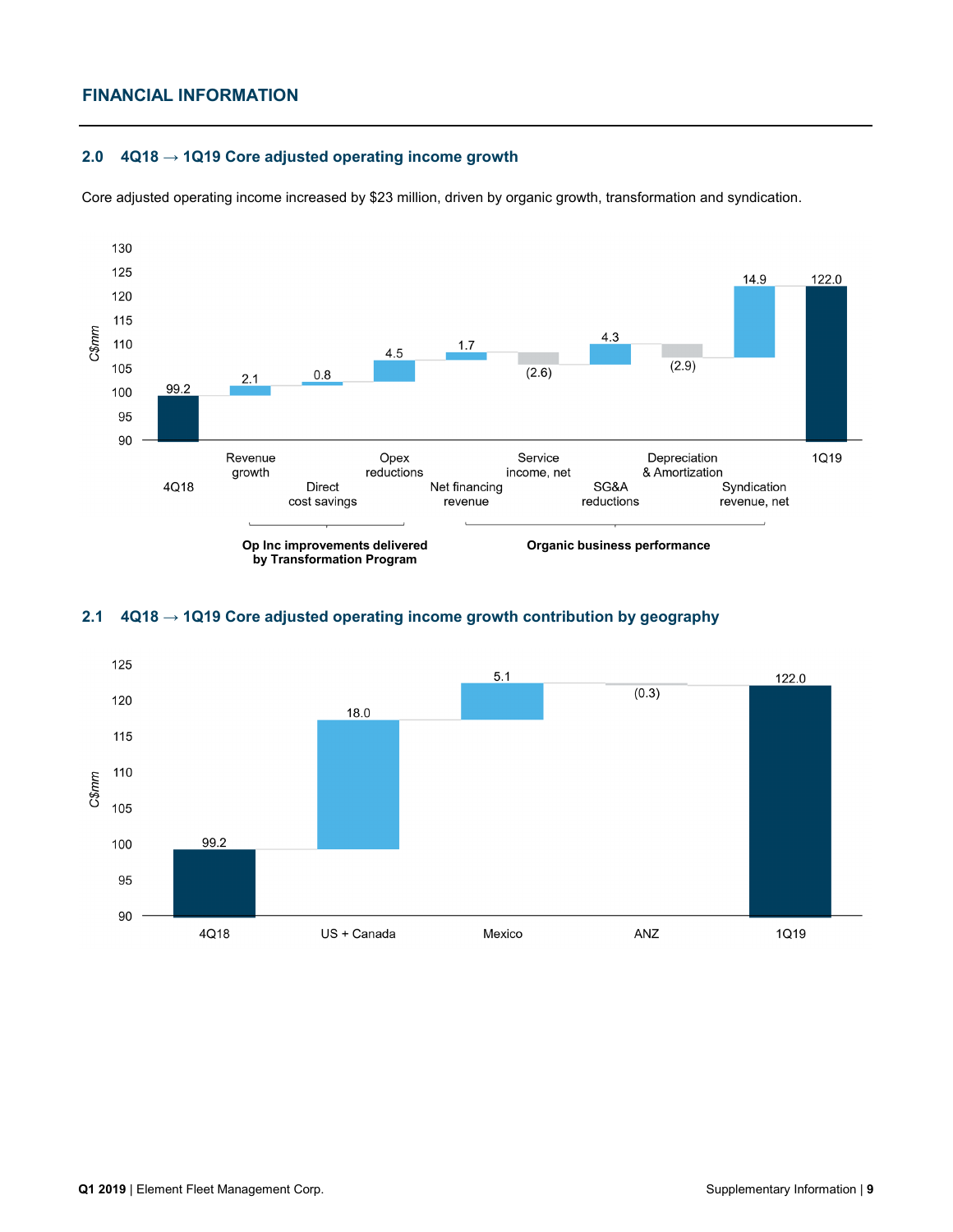## FINANCIAL INFORMATION

### 2.0 4Q18 → 1Q19 Core adjusted operating income growth

Core adjusted operating income increased by $23 million, driven by organic growth, transformation and syndication.

| Item | C$mm |
|---|---|
| 4Q18 | 99.2 |
| Revenue growth | 2.1 |
| Direct cost savings | 0.8 |
| Opex reductions | 4.5 |
| Net financing revenue | 1.7 |
| Service income, net | (2.6) |
| SG&A reductions | 4.3 |
| Depreciation & Amortization | (2.9) |
| Syndication revenue, net | 14.9 |
| 1Q19 | 122.0 |

Op Inc improvements delivered by Transformation Program: Revenue growth, Direct cost savings, Opex reductions

Organic business performance: Net financing revenue, Service income, net, SG&A reductions, Depreciation & Amortization, Syndication revenue, net

### 2.1 4Q18 → 1Q19 Core adjusted operating income growth contribution by geography

| Item | C$mm |
|---|---|
| 4Q18 | 99.2 |
| US + Canada | 18.0 |
| Mexico | 5.1 |
| ANZ | (0.3) |
| 1Q19 | 122.0 |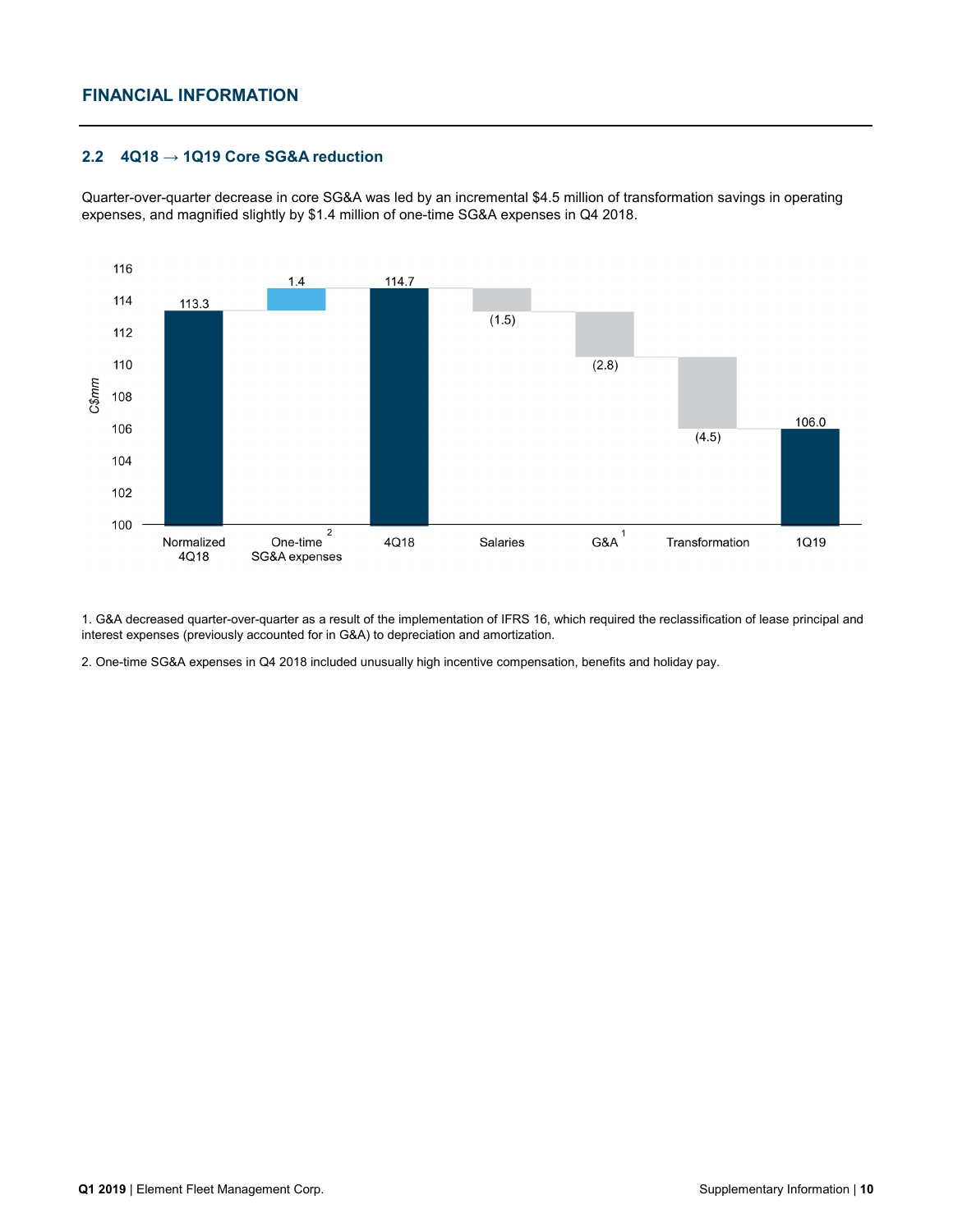# FINANCIAL INFORMATION

## 2.2 4Q18 → 1Q19 Core SG&A reduction

Quarter-over-quarter decrease in core SG&A was led by an incremental $4.5 million of transformation savings in operating expenses, and magnified slightly by $1.4 million of one-time SG&A expenses in Q4 2018.

| | Normalized 4Q18 | One-time SG&A expenses[2] | 4Q18 | Salaries | G&A[1] | Transformation | 1Q19 |
|---|---|---|---|---|---|---|---|
| C$mm | 113.3 | 1.4 | 114.7 | (1.5) | (2.8) | (4.5) | 106.0 |

1. G&A decreased quarter-over-quarter as a result of the implementation of IFRS 16, which required the reclassification of lease principal and interest expenses (previously accounted for in G&A) to depreciation and amortization.

2. One-time SG&A expenses in Q4 2018 included unusually high incentive compensation, benefits and holiday pay.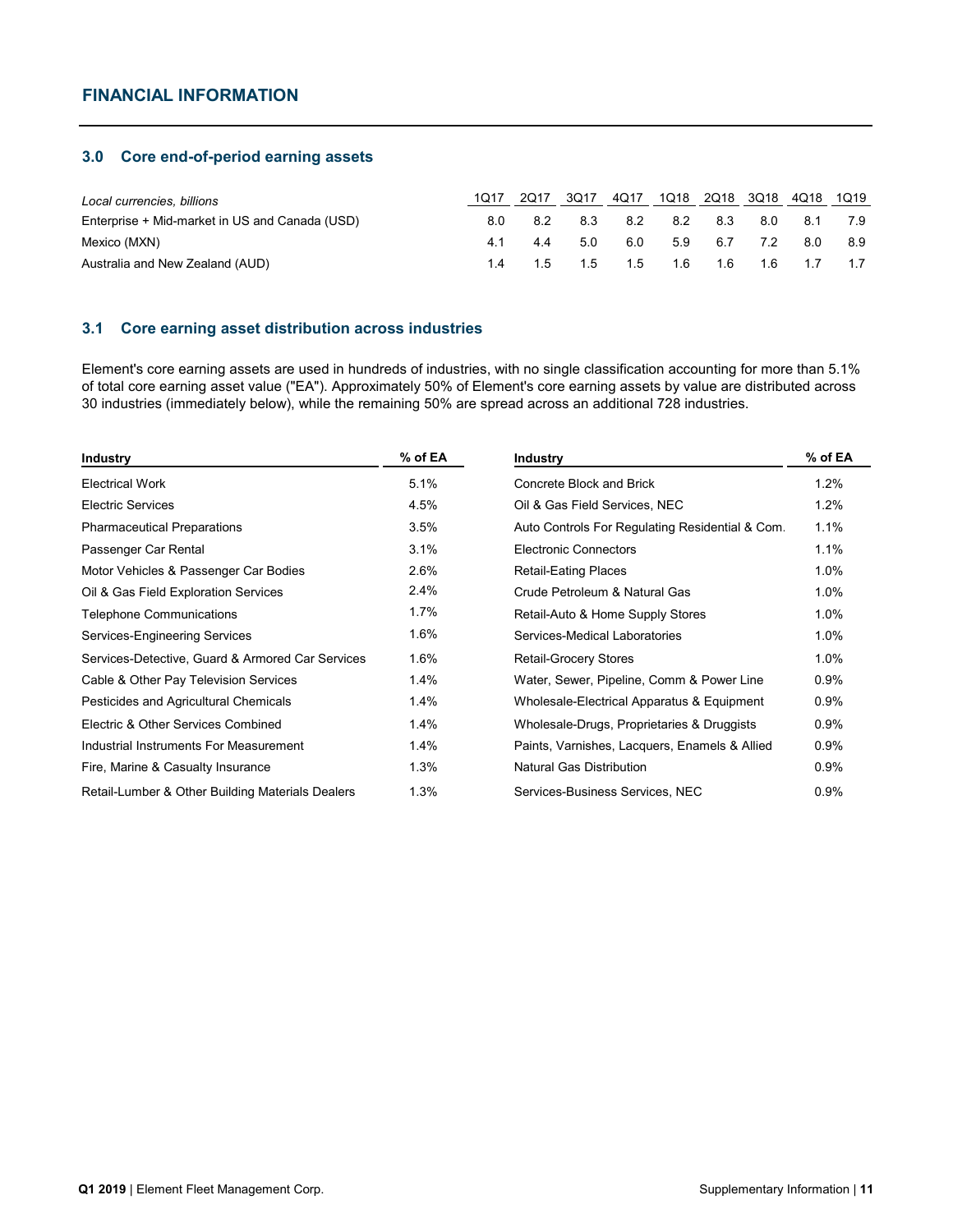## FINANCIAL INFORMATION

### 3.0 Core end-of-period earning assets

| *Local currencies, billions* | 1Q17 | 2Q17 | 3Q17 | 4Q17 | 1Q18 | 2Q18 | 3Q18 | 4Q18 | 1Q19 |
|---|---|---|---|---|---|---|---|---|---|
| Enterprise + Mid-market in US and Canada (USD) | 8.0 | 8.2 | 8.3 | 8.2 | 8.2 | 8.3 | 8.0 | 8.1 | 7.9 |
| Mexico (MXN) | 4.1 | 4.4 | 5.0 | 6.0 | 5.9 | 6.7 | 7.2 | 8.0 | 8.9 |
| Australia and New Zealand (AUD) | 1.4 | 1.5 | 1.5 | 1.5 | 1.6 | 1.6 | 1.6 | 1.7 | 1.7 |

### 3.1 Core earning asset distribution across industries

Element's core earning assets are used in hundreds of industries, with no single classification accounting for more than 5.1% of total core earning asset value ("EA"). Approximately 50% of Element's core earning assets by value are distributed across 30 industries (immediately below), while the remaining 50% are spread across an additional 728 industries.

| Industry | % of EA |
|---|---|
| Electrical Work | 5.1% |
| Electric Services | 4.5% |
| Pharmaceutical Preparations | 3.5% |
| Passenger Car Rental | 3.1% |
| Motor Vehicles & Passenger Car Bodies | 2.6% |
| Oil & Gas Field Exploration Services | 2.4% |
| Telephone Communications | 1.7% |
| Services-Engineering Services | 1.6% |
| Services-Detective, Guard & Armored Car Services | 1.6% |
| Cable & Other Pay Television Services | 1.4% |
| Pesticides and Agricultural Chemicals | 1.4% |
| Electric & Other Services Combined | 1.4% |
| Industrial Instruments For Measurement | 1.4% |
| Fire, Marine & Casualty Insurance | 1.3% |
| Retail-Lumber & Other Building Materials Dealers | 1.3% |

| Industry | % of EA |
|---|---|
| Concrete Block and Brick | 1.2% |
| Oil & Gas Field Services, NEC | 1.2% |
| Auto Controls For Regulating Residential & Com. | 1.1% |
| Electronic Connectors | 1.1% |
| Retail-Eating Places | 1.0% |
| Crude Petroleum & Natural Gas | 1.0% |
| Retail-Auto & Home Supply Stores | 1.0% |
| Services-Medical Laboratories | 1.0% |
| Retail-Grocery Stores | 1.0% |
| Water, Sewer, Pipeline, Comm & Power Line | 0.9% |
| Wholesale-Electrical Apparatus & Equipment | 0.9% |
| Wholesale-Drugs, Proprietaries & Druggists | 0.9% |
| Paints, Varnishes, Lacquers, Enamels & Allied | 0.9% |
| Natural Gas Distribution | 0.9% |
| Services-Business Services, NEC | 0.9% |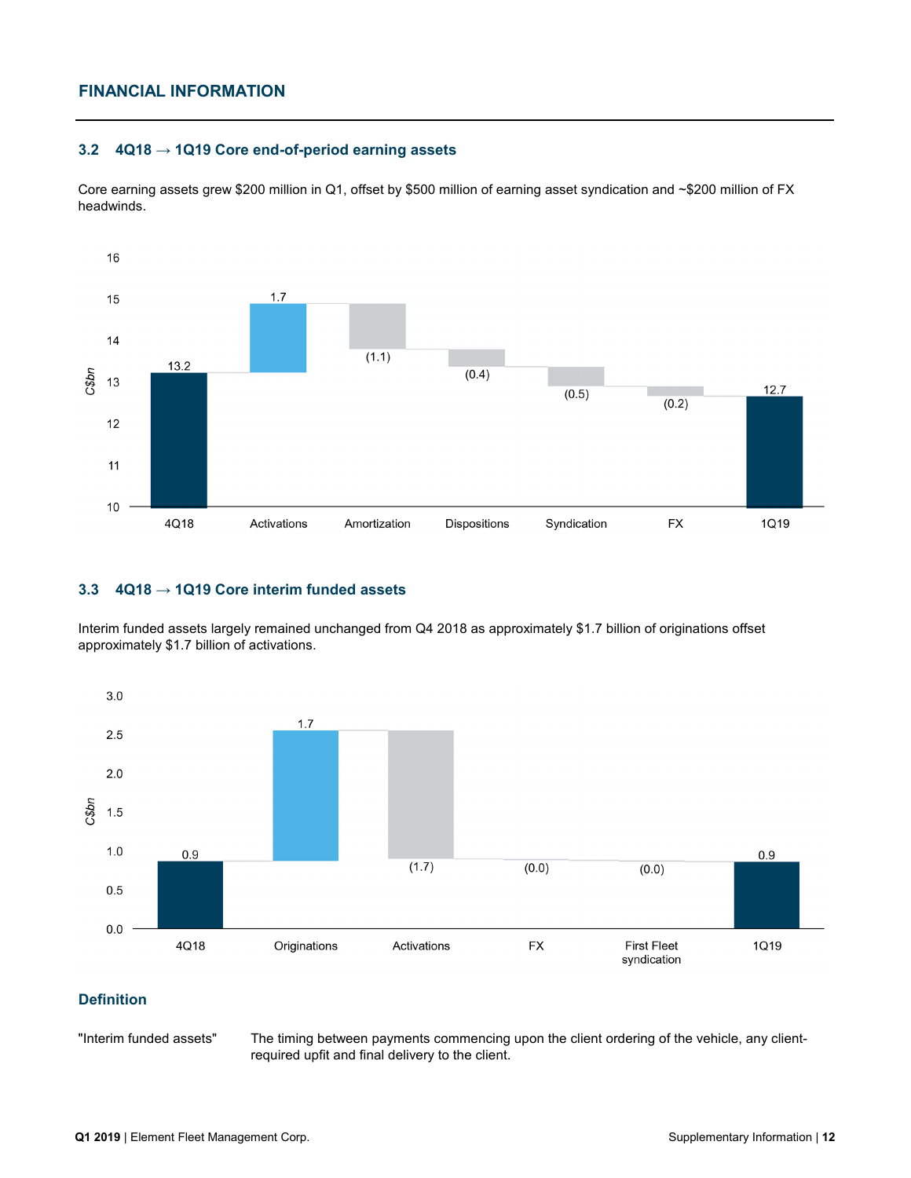## FINANCIAL INFORMATION

### 3.2 4Q18 → 1Q19 Core end-of-period earning assets

Core earning assets grew $200 million in Q1, offset by $500 million of earning asset syndication and ~$200 million of FX headwinds.

| C$bn | 4Q18 | Activations | Amortization | Dispositions | Syndication | FX | 1Q19 |
|---|---|---|---|---|---|---|---|
| Value | 13.2 | 1.7 | (1.1) | (0.4) | (0.5) | (0.2) | 12.7 |

### 3.3 4Q18 → 1Q19 Core interim funded assets

Interim funded assets largely remained unchanged from Q4 2018 as approximately $1.7 billion of originations offset approximately $1.7 billion of activations.

| C$bn | 4Q18 | Originations | Activations | FX | First Fleet syndication | 1Q19 |
|---|---|---|---|---|---|---|
| Value | 0.9 | 1.7 | (1.7) | (0.0) | (0.0) | 0.9 |

### Definition

"Interim funded assets" The timing between payments commencing upon the client ordering of the vehicle, any client-required upfit and final delivery to the client.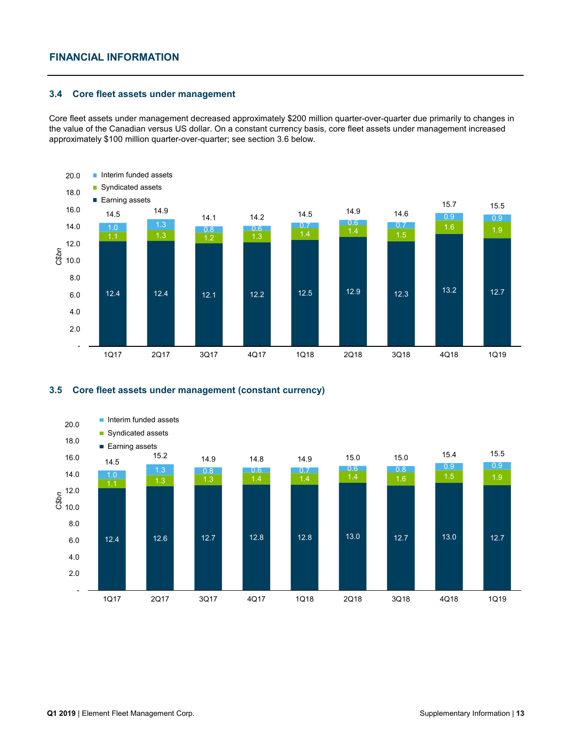## FINANCIAL INFORMATION

### 3.4 Core fleet assets under management

Core fleet assets under management decreased approximately $200 million quarter-over-quarter due primarily to changes in the value of the Canadian versus US dollar. On a constant currency basis, core fleet assets under management increased approximately $100 million quarter-over-quarter; see section 3.6 below.

| C$bn | 1Q17 | 2Q17 | 3Q17 | 4Q17 | 1Q18 | 2Q18 | 3Q18 | 4Q18 | 1Q19 |
|---|---|---|---|---|---|---|---|---|---|
| Interim funded assets | 1.0 | 1.3 | 0.8 | 0.6 | 0.7 | 0.6 | 0.7 | 0.9 | 0.9 |
| Syndicated assets | 1.1 | 1.3 | 1.2 | 1.3 | 1.4 | 1.4 | 1.5 | 1.6 | 1.9 |
| Earning assets | 12.4 | 12.4 | 12.1 | 12.2 | 12.5 | 12.9 | 12.3 | 13.2 | 12.7 |
| Total | 14.5 | 14.9 | 14.1 | 14.2 | 14.5 | 14.9 | 14.6 | 15.7 | 15.5 |

### 3.5 Core fleet assets under management (constant currency)

| C$bn | 1Q17 | 2Q17 | 3Q17 | 4Q17 | 1Q18 | 2Q18 | 3Q18 | 4Q18 | 1Q19 |
|---|---|---|---|---|---|---|---|---|---|
| Interim funded assets | 1.0 | 1.3 | 0.8 | 0.6 | 0.7 | 0.6 | 0.8 | 0.9 | 0.9 |
| Syndicated assets | 1.1 | 1.3 | 1.3 | 1.4 | 1.4 | 1.4 | 1.6 | 1.5 | 1.9 |
| Earning assets | 12.4 | 12.6 | 12.7 | 12.8 | 12.8 | 13.0 | 12.7 | 13.0 | 12.7 |
| Total | 14.5 | 15.2 | 14.9 | 14.8 | 14.9 | 15.0 | 15.0 | 15.4 | 15.5 |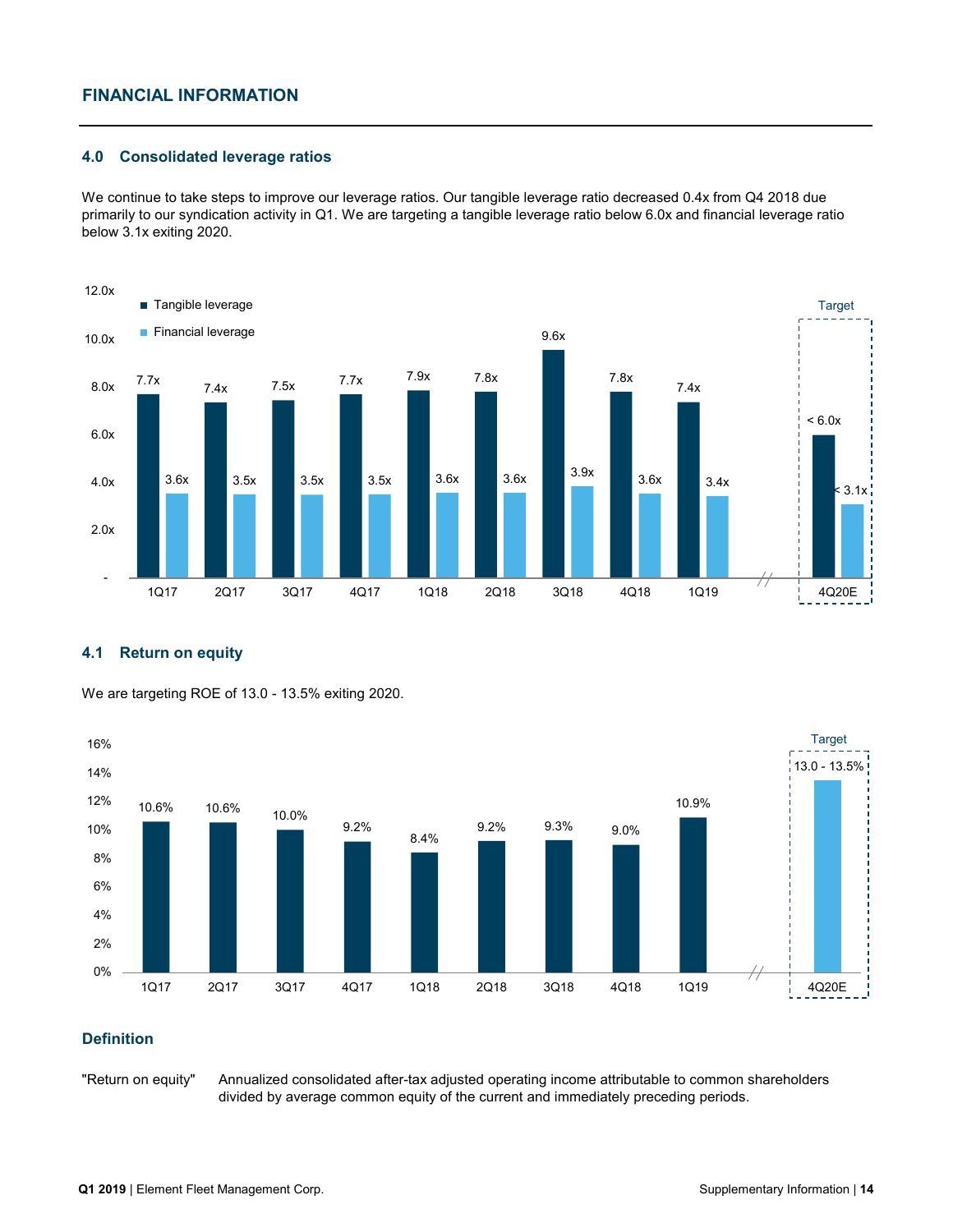## FINANCIAL INFORMATION

### 4.0 Consolidated leverage ratios

We continue to take steps to improve our leverage ratios. Our tangible leverage ratio decreased 0.4x from Q4 2018 due primarily to our syndication activity in Q1. We are targeting a tangible leverage ratio below 6.0x and financial leverage ratio below 3.1x exiting 2020.

| | 1Q17 | 2Q17 | 3Q17 | 4Q17 | 1Q18 | 2Q18 | 3Q18 | 4Q18 | 1Q19 | 4Q20E (Target) |
|---|---|---|---|---|---|---|---|---|---|---|
| Tangible leverage | 7.7x | 7.4x | 7.5x | 7.7x | 7.9x | 7.8x | 9.6x | 7.8x | 7.4x | < 6.0x |
| Financial leverage | 3.6x | 3.5x | 3.5x | 3.5x | 3.6x | 3.6x | 3.9x | 3.6x | 3.4x | < 3.1x |

### 4.1 Return on equity

We are targeting ROE of 13.0 - 13.5% exiting 2020.

| | 1Q17 | 2Q17 | 3Q17 | 4Q17 | 1Q18 | 2Q18 | 3Q18 | 4Q18 | 1Q19 | 4Q20E (Target) |
|---|---|---|---|---|---|---|---|---|---|---|
| Return on equity | 10.6% | 10.6% | 10.0% | 9.2% | 8.4% | 9.2% | 9.3% | 9.0% | 10.9% | 13.0 - 13.5% |

### Definition

"Return on equity" Annualized consolidated after-tax adjusted operating income attributable to common shareholders divided by average common equity of the current and immediately preceding periods.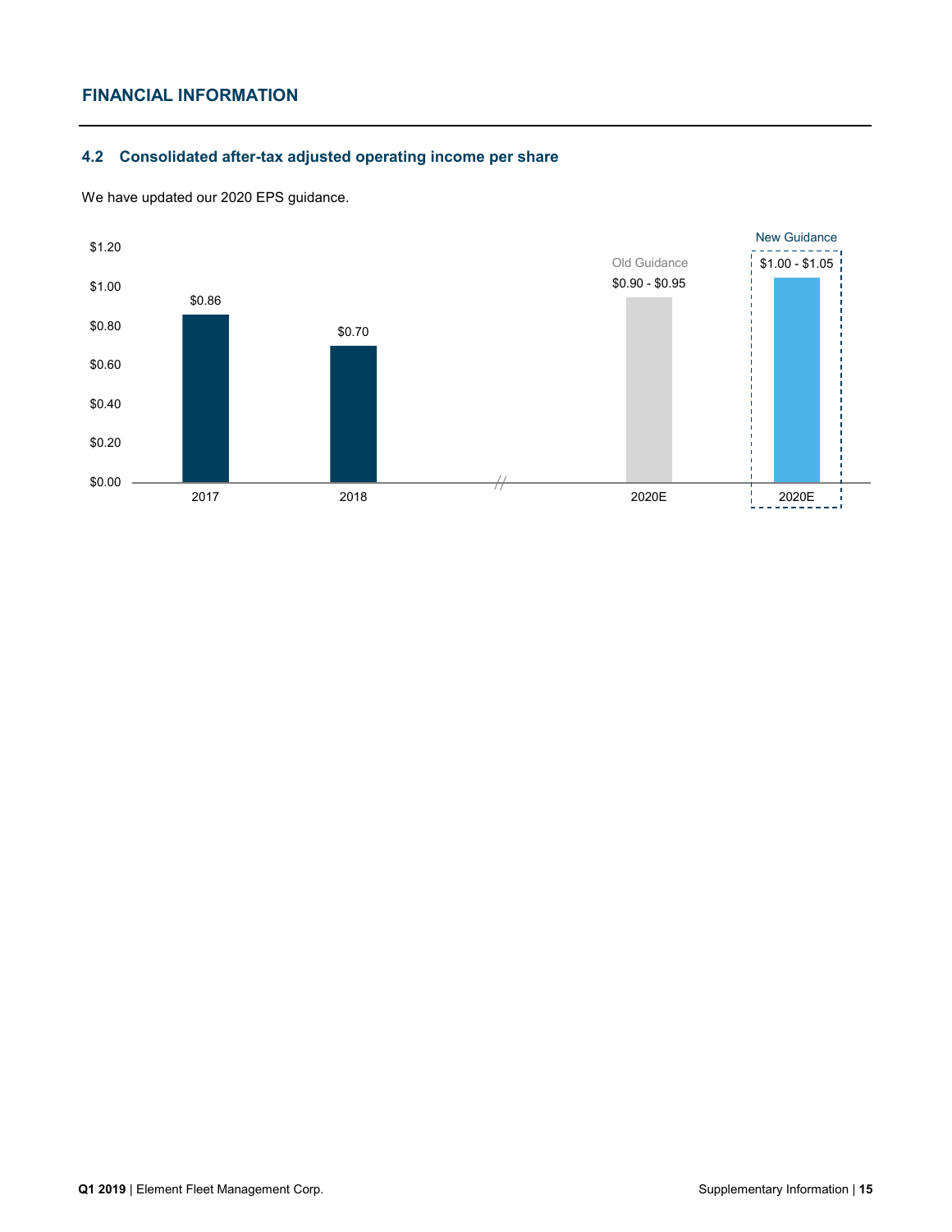# FINANCIAL INFORMATION

## 4.2 Consolidated after-tax adjusted operating income per share

We have updated our 2020 EPS guidance.

| | 2017 | 2018 | 2020E (Old Guidance) | 2020E (New Guidance) |
|---|---|---|---|---|
| Consolidated after-tax adjusted operating income per share | $0.86 | $0.70 | $0.90 - $0.95 | $1.00 - $1.05 |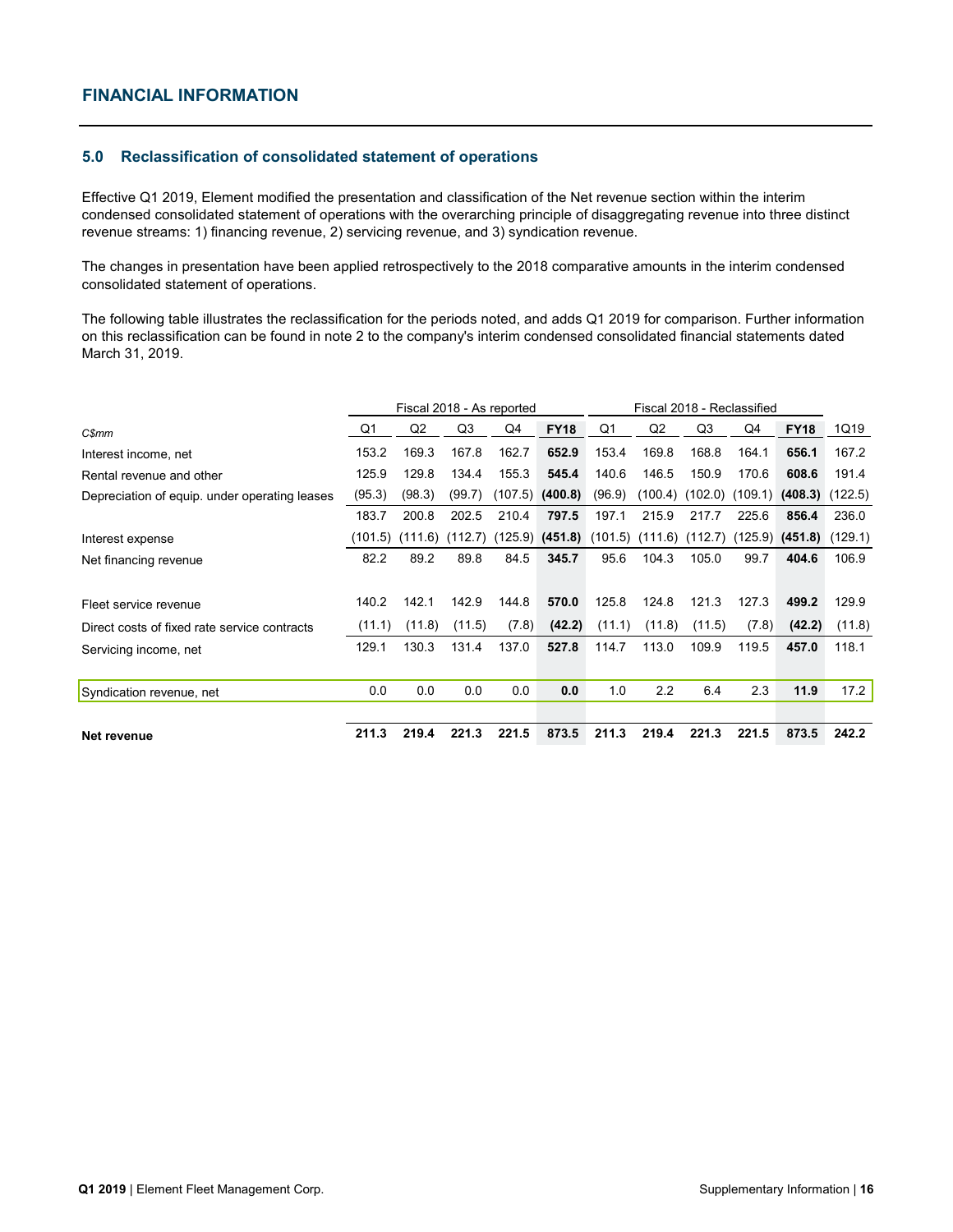## FINANCIAL INFORMATION

### 5.0 Reclassification of consolidated statement of operations

Effective Q1 2019, Element modified the presentation and classification of the Net revenue section within the interim condensed consolidated statement of operations with the overarching principle of disaggregating revenue into three distinct revenue streams: 1) financing revenue, 2) servicing revenue, and 3) syndication revenue.

The changes in presentation have been applied retrospectively to the 2018 comparative amounts in the interim condensed consolidated statement of operations.

The following table illustrates the reclassification for the periods noted, and adds Q1 2019 for comparison. Further information on this reclassification can be found in note 2 to the company's interim condensed consolidated financial statements dated March 31, 2019.

| | Fiscal 2018 - As reported | | | | | Fiscal 2018 - Reclassified | | | | | |
|---|---|---|---|---|---|---|---|---|---|---|---|
| *C$mm* | Q1 | Q2 | Q3 | Q4 | **FY18** | Q1 | Q2 | Q3 | Q4 | **FY18** | 1Q19 |
| Interest income, net | 153.2 | 169.3 | 167.8 | 162.7 | **652.9** | 153.4 | 169.8 | 168.8 | 164.1 | **656.1** | 167.2 |
| Rental revenue and other | 125.9 | 129.8 | 134.4 | 155.3 | **545.4** | 140.6 | 146.5 | 150.9 | 170.6 | **608.6** | 191.4 |
| Depreciation of equip. under operating leases | (95.3) | (98.3) | (99.7) | (107.5) | **(400.8)** | (96.9) | (100.4) | (102.0) | (109.1) | **(408.3)** | (122.5) |
| | 183.7 | 200.8 | 202.5 | 210.4 | **797.5** | 197.1 | 215.9 | 217.7 | 225.6 | **856.4** | 236.0 |
| Interest expense | (101.5) | (111.6) | (112.7) | (125.9) | **(451.8)** | (101.5) | (111.6) | (112.7) | (125.9) | **(451.8)** | (129.1) |
| Net financing revenue | 82.2 | 89.2 | 89.8 | 84.5 | **345.7** | 95.6 | 104.3 | 105.0 | 99.7 | **404.6** | 106.9 |
| Fleet service revenue | 140.2 | 142.1 | 142.9 | 144.8 | **570.0** | 125.8 | 124.8 | 121.3 | 127.3 | **499.2** | 129.9 |
| Direct costs of fixed rate service contracts | (11.1) | (11.8) | (11.5) | (7.8) | **(42.2)** | (11.1) | (11.8) | (11.5) | (7.8) | **(42.2)** | (11.8) |
| Servicing income, net | 129.1 | 130.3 | 131.4 | 137.0 | **527.8** | 114.7 | 113.0 | 109.9 | 119.5 | **457.0** | 118.1 |
| Syndication revenue, net | 0.0 | 0.0 | 0.0 | 0.0 | **0.0** | 1.0 | 2.2 | 6.4 | 2.3 | **11.9** | 17.2 |
| **Net revenue** | **211.3** | **219.4** | **221.3** | **221.5** | **873.5** | **211.3** | **219.4** | **221.3** | **221.5** | **873.5** | **242.2** |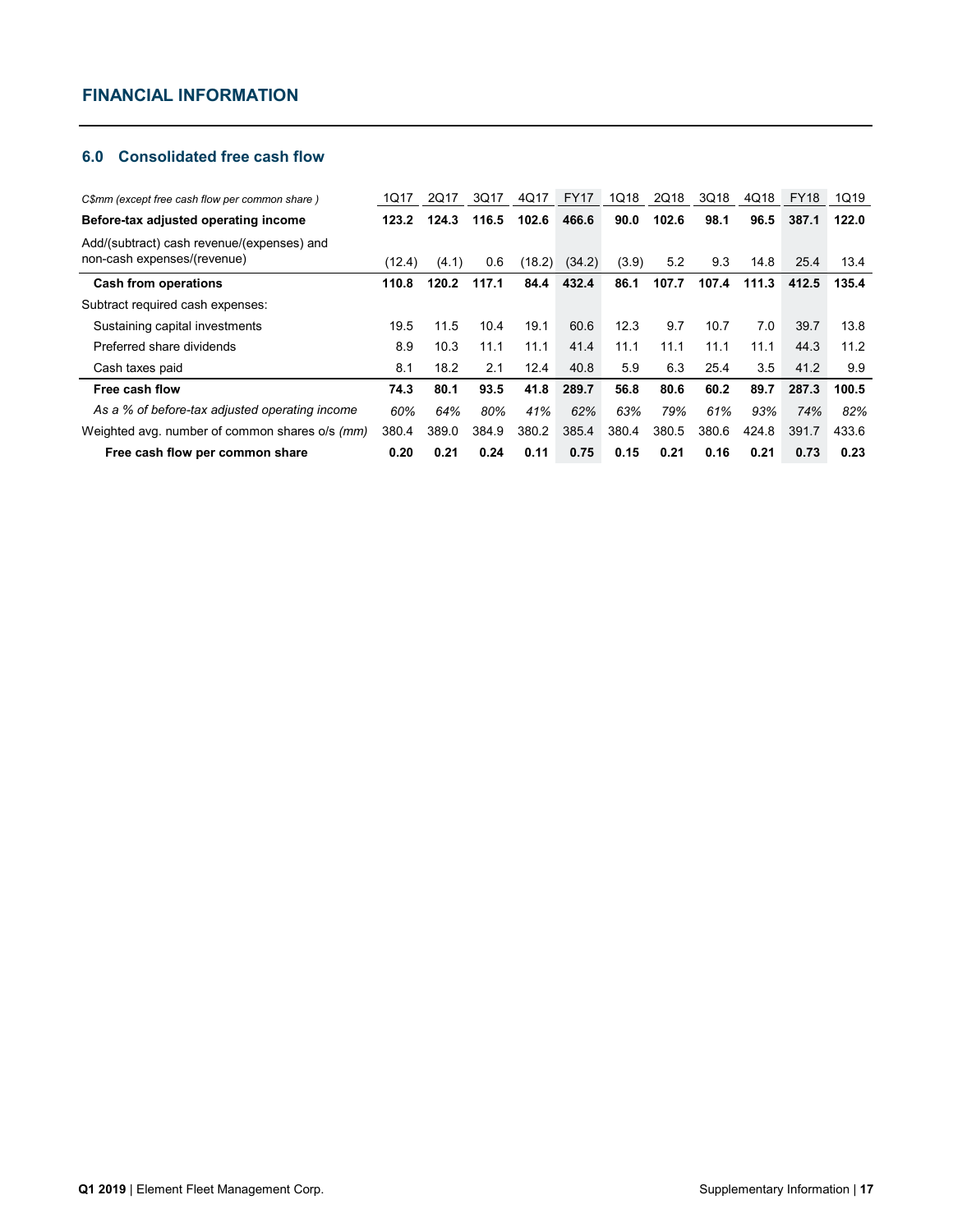## FINANCIAL INFORMATION

### 6.0 Consolidated free cash flow

| *C$mm (except free cash flow per common share )* | 1Q17 | 2Q17 | 3Q17 | 4Q17 | FY17 | 1Q18 | 2Q18 | 3Q18 | 4Q18 | FY18 | 1Q19 |
|---|---|---|---|---|---|---|---|---|---|---|---|
| **Before-tax adjusted operating income** | **123.2** | **124.3** | **116.5** | **102.6** | **466.6** | **90.0** | **102.6** | **98.1** | **96.5** | **387.1** | **122.0** |
| Add/(subtract) cash revenue/(expenses) and non-cash expenses/(revenue) | (12.4) | (4.1) | 0.6 | (18.2) | (34.2) | (3.9) | 5.2 | 9.3 | 14.8 | 25.4 | 13.4 |
| **Cash from operations** | **110.8** | **120.2** | **117.1** | **84.4** | **432.4** | **86.1** | **107.7** | **107.4** | **111.3** | **412.5** | **135.4** |
| Subtract required cash expenses: | | | | | | | | | | | |
| Sustaining capital investments | 19.5 | 11.5 | 10.4 | 19.1 | 60.6 | 12.3 | 9.7 | 10.7 | 7.0 | 39.7 | 13.8 |
| Preferred share dividends | 8.9 | 10.3 | 11.1 | 11.1 | 41.4 | 11.1 | 11.1 | 11.1 | 11.1 | 44.3 | 11.2 |
| Cash taxes paid | 8.1 | 18.2 | 2.1 | 12.4 | 40.8 | 5.9 | 6.3 | 25.4 | 3.5 | 41.2 | 9.9 |
| **Free cash flow** | **74.3** | **80.1** | **93.5** | **41.8** | **289.7** | **56.8** | **80.6** | **60.2** | **89.7** | **287.3** | **100.5** |
| *As a % of before-tax adjusted operating income* | *60%* | *64%* | *80%* | *41%* | *62%* | *63%* | *79%* | *61%* | *93%* | *74%* | *82%* |
| Weighted avg. number of common shares o/s *(mm)* | 380.4 | 389.0 | 384.9 | 380.2 | 385.4 | 380.4 | 380.5 | 380.6 | 424.8 | 391.7 | 433.6 |
| **Free cash flow per common share** | **0.20** | **0.21** | **0.24** | **0.11** | **0.75** | **0.15** | **0.21** | **0.16** | **0.21** | **0.73** | **0.23** |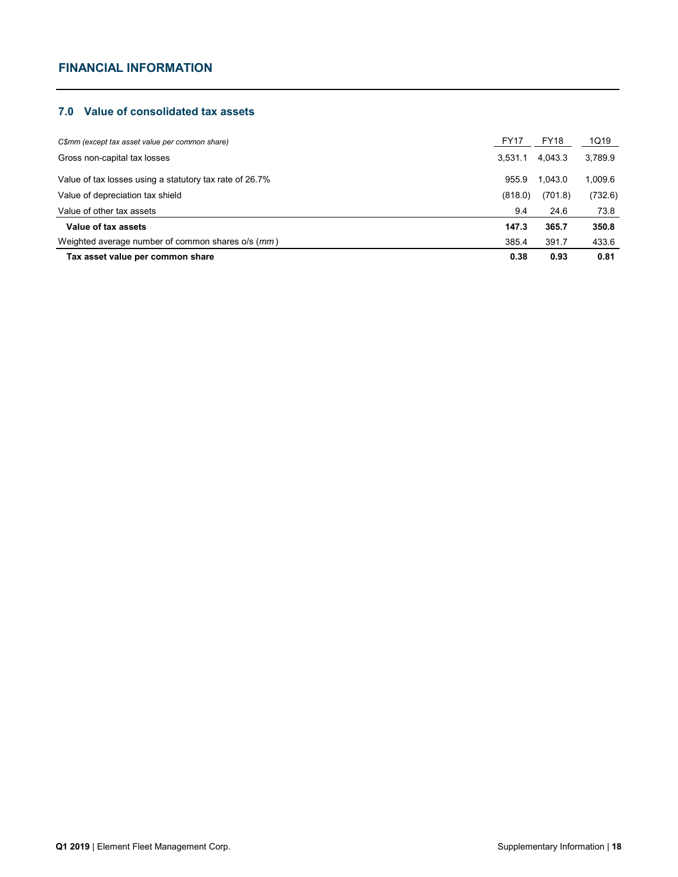# FINANCIAL INFORMATION

## 7.0 Value of consolidated tax assets

| *C$mm (except tax asset value per common share)* | FY17 | FY18 | 1Q19 |
|---|---|---|---|
| Gross non-capital tax losses | 3,531.1 | 4,043.3 | 3,789.9 |
| Value of tax losses using a statutory tax rate of 26.7% | 955.9 | 1,043.0 | 1,009.6 |
| Value of depreciation tax shield | (818.0) | (701.8) | (732.6) |
| Value of other tax assets | 9.4 | 24.6 | 73.8 |
| **Value of tax assets** | **147.3** | **365.7** | **350.8** |
| Weighted average number of common shares o/s (*mm*) | 385.4 | 391.7 | 433.6 |
| **Tax asset value per common share** | **0.38** | **0.93** | **0.81** |